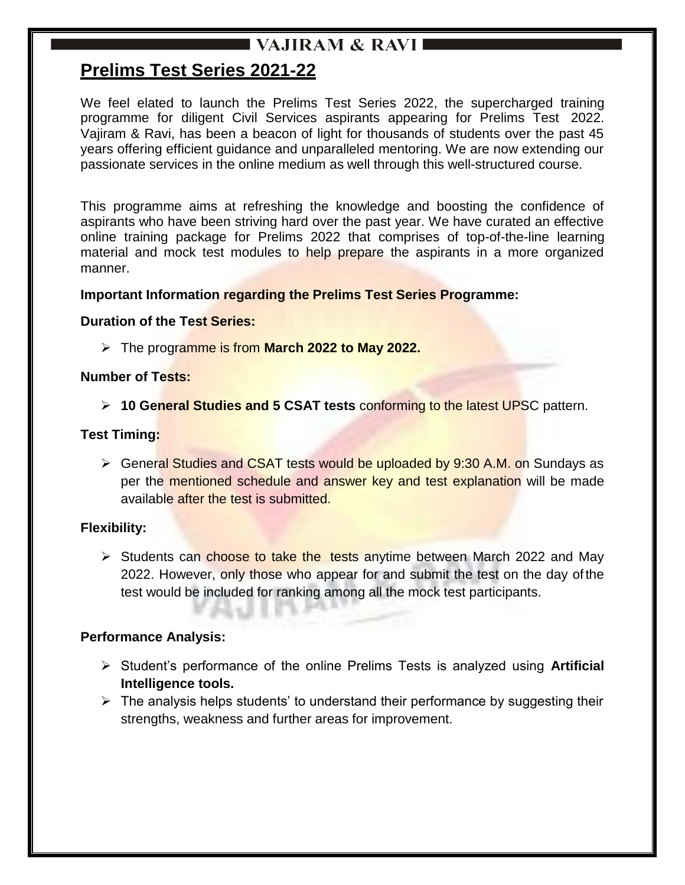# Prelims Test Series 2021-22

We feel elated to launch the Prelims Test Series 2022, the supercharged training programme for diligent Civil Services aspirants appearing for Prelims Test 2022. Vajiram & Ravi, has been a beacon of light for thousands of students over the past 45 years offering efficient guidance and unparalleled mentoring. We are now extending our passionate services in the online medium as well through this well-structured course.

This programme aims at refreshing the knowledge and boosting the confidence of aspirants who have been striving hard over the past year. We have curated an effective online training package for Prelims 2022 that comprises of top-of-the-line learning material and mock test modules to help prepare the aspirants in a more organized manner.

**Important Information regarding the Prelims Test Series Programme:**

**Duration of the Test Series:**

- The programme is from **March 2022 to May 2022.**

**Number of Tests:**

- **10 General Studies and 5 CSAT tests** conforming to the latest UPSC pattern.

**Test Timing:**

- General Studies and CSAT tests would be uploaded by 9:30 A.M. on Sundays as per the mentioned schedule and answer key and test explanation will be made available after the test is submitted.

**Flexibility:**

- Students can choose to take the tests anytime between March 2022 and May 2022. However, only those who appear for and submit the test on the day of the test would be included for ranking among all the mock test participants.

**Performance Analysis:**

- Student's performance of the online Prelims Tests is analyzed using **Artificial Intelligence tools.**
- The analysis helps students' to understand their performance by suggesting their strengths, weakness and further areas for improvement.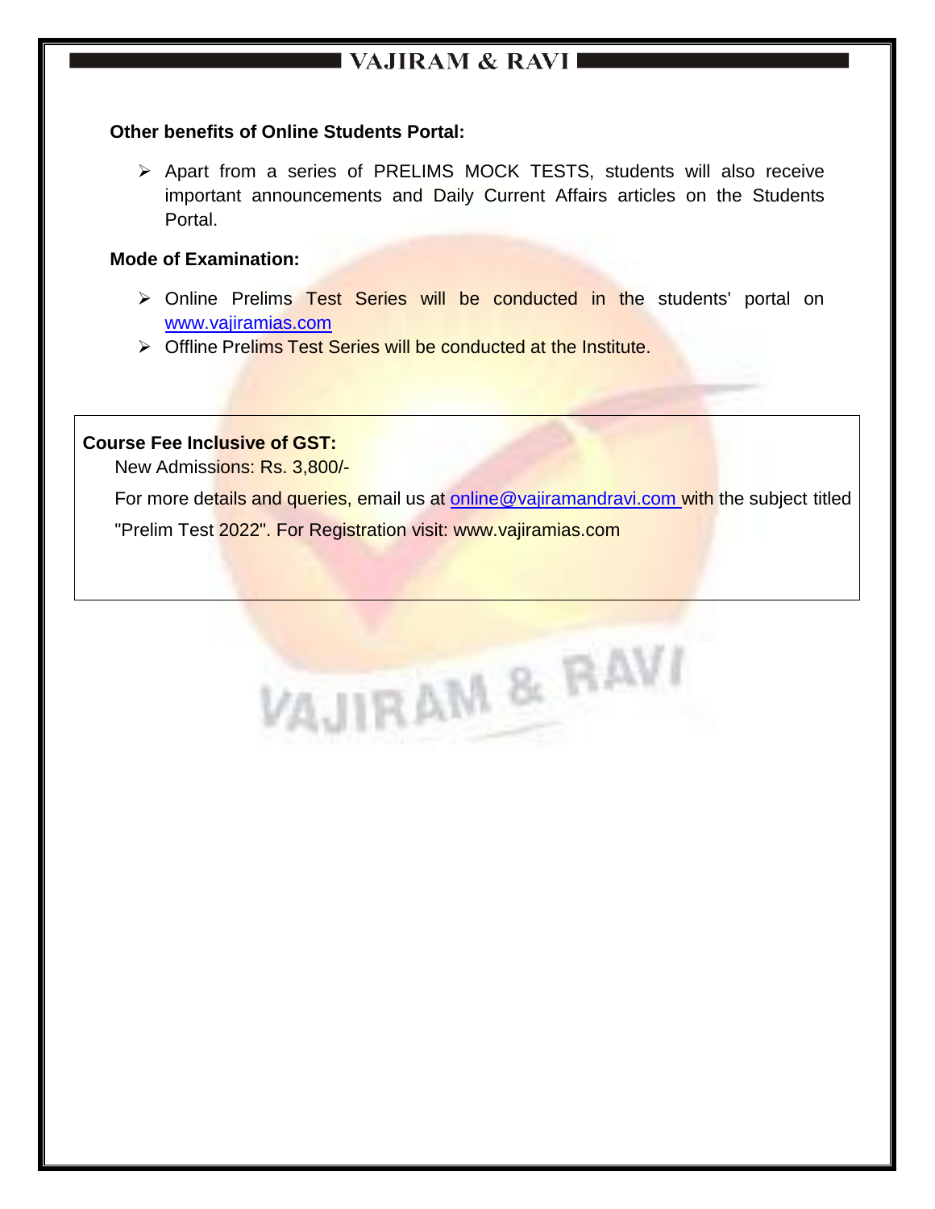**Other benefits of Online Students Portal:**

- Apart from a series of PRELIMS MOCK TESTS, students will also receive important announcements and Daily Current Affairs articles on the Students Portal.

**Mode of Examination:**

- Online Prelims Test Series will be conducted in the students' portal on www.vajiramias.com
- Offline Prelims Test Series will be conducted at the Institute.

**Course Fee Inclusive of GST:**

New Admissions: Rs. 3,800/-

For more details and queries, email us at online@vajiramandravi.com with the subject titled "Prelim Test 2022". For Registration visit: www.vajiramias.com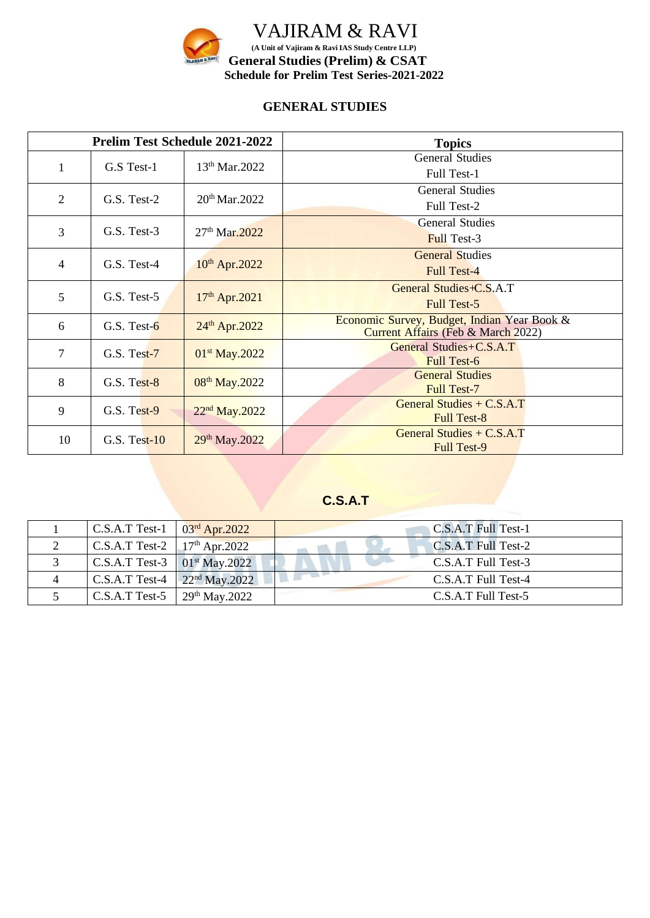# VAJIRAM & RAVI

**(A Unit of Vajiram & Ravi IAS Study Centre LLP)**

**General Studies (Prelim) & CSAT**

**Schedule for Prelim Test Series-2021-2022**

## GENERAL STUDIES

| Prelim Test Schedule 2021-2022 | | | Topics |
|---|---|---|---|
| 1 | G.S Test-1 | 13th Mar.2022 | General Studies Full Test-1 |
| 2 | G.S. Test-2 | 20th Mar.2022 | General Studies Full Test-2 |
| 3 | G.S. Test-3 | 27th Mar.2022 | General Studies Full Test-3 |
| 4 | G.S. Test-4 | 10th Apr.2022 | General Studies Full Test-4 |
| 5 | G.S. Test-5 | 17th Apr.2021 | General Studies+C.S.A.T Full Test-5 |
| 6 | G.S. Test-6 | 24th Apr.2022 | Economic Survey, Budget, Indian Year Book & Current Affairs (Feb & March 2022) |
| 7 | G.S. Test-7 | 01st May.2022 | General Studies+C.S.A.T Full Test-6 |
| 8 | G.S. Test-8 | 08th May.2022 | General Studies Full Test-7 |
| 9 | G.S. Test-9 | 22nd May.2022 | General Studies + C.S.A.T Full Test-8 |
| 10 | G.S. Test-10 | 29th May.2022 | General Studies + C.S.A.T Full Test-9 |

## C.S.A.T

| | | | |
|---|---|---|---|
| 1 | C.S.A.T Test-1 | 03rd Apr.2022 | C.S.A.T Full Test-1 |
| 2 | C.S.A.T Test-2 | 17th Apr.2022 | C.S.A.T Full Test-2 |
| 3 | C.S.A.T Test-3 | 01st May.2022 | C.S.A.T Full Test-3 |
| 4 | C.S.A.T Test-4 | 22nd May.2022 | C.S.A.T Full Test-4 |
| 5 | C.S.A.T Test-5 | 29th May.2022 | C.S.A.T Full Test-5 |